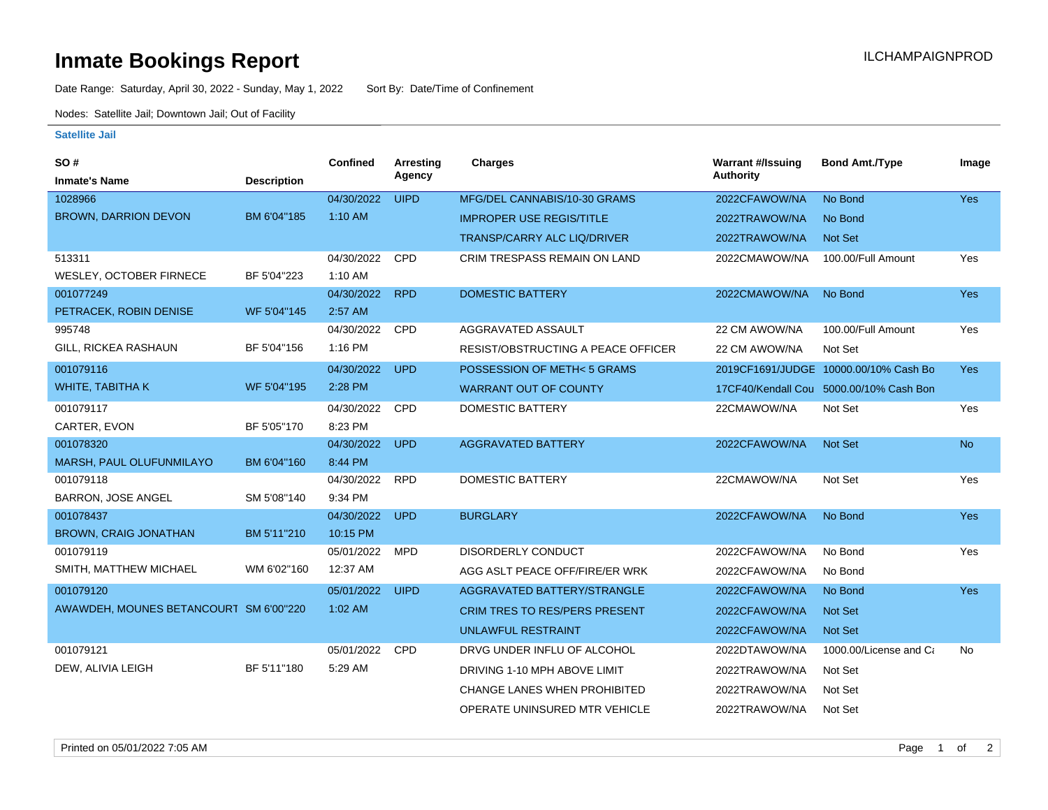# Inmate Bookings Report

ILCHAMPAIGNPROD

Date Range: Saturday, April 30, 2022 - Sunday, May 1, 2022 Sort By: Date/Time of Confinement

Nodes: Satellite Jail; Downtown Jail; Out of Facility

**Satellite Jail**

| SO # / Inmate's Name | Description | Confined | Arresting Agency | Charges | Warrant #/Issuing Authority | Bond Amt./Type | Image |
|---|---|---|---|---|---|---|---|
| 1028966 | | 04/30/2022 | UIPD | MFG/DEL CANNABIS/10-30 GRAMS | 2022CFAWOW/NA | No Bond | Yes |
| BROWN, DARRION DEVON | BM 6'04"185 | 1:10 AM | | IMPROPER USE REGIS/TITLE | 2022TRAWOW/NA | No Bond | |
| | | | | TRANSP/CARRY ALC LIQ/DRIVER | 2022TRAWOW/NA | Not Set | |
| 513311 | | 04/30/2022 | CPD | CRIM TRESPASS REMAIN ON LAND | 2022CMAWOW/NA | 100.00/Full Amount | Yes |
| WESLEY, OCTOBER FIRNECE | BF 5'04"223 | 1:10 AM | | | | | |
| 001077249 | | 04/30/2022 | RPD | DOMESTIC BATTERY | 2022CMAWOW/NA | No Bond | Yes |
| PETRACEK, ROBIN DENISE | WF 5'04"145 | 2:57 AM | | | | | |
| 995748 | | 04/30/2022 | CPD | AGGRAVATED ASSAULT | 22 CM AWOW/NA | 100.00/Full Amount | Yes |
| GILL, RICKEA RASHAUN | BF 5'04"156 | 1:16 PM | | RESIST/OBSTRUCTING A PEACE OFFICER | 22 CM AWOW/NA | Not Set | |
| 001079116 | | 04/30/2022 | UPD | POSSESSION OF METH< 5 GRAMS | 2019CF1691/JUDGE | 10000.00/10% Cash Bo | Yes |
| WHITE, TABITHA K | WF 5'04"195 | 2:28 PM | | WARRANT OUT OF COUNTY | 17CF40/Kendall Cou | 5000.00/10% Cash Bon | |
| 001079117 | | 04/30/2022 | CPD | DOMESTIC BATTERY | 22CMAWOW/NA | Not Set | Yes |
| CARTER, EVON | BF 5'05"170 | 8:23 PM | | | | | |
| 001078320 | | 04/30/2022 | UPD | AGGRAVATED BATTERY | 2022CFAWOW/NA | Not Set | No |
| MARSH, PAUL OLUFUNMILAYO | BM 6'04"160 | 8:44 PM | | | | | |
| 001079118 | | 04/30/2022 | RPD | DOMESTIC BATTERY | 22CMAWOW/NA | Not Set | Yes |
| BARRON, JOSE ANGEL | SM 5'08"140 | 9:34 PM | | | | | |
| 001078437 | | 04/30/2022 | UPD | BURGLARY | 2022CFAWOW/NA | No Bond | Yes |
| BROWN, CRAIG JONATHAN | BM 5'11"210 | 10:15 PM | | | | | |
| 001079119 | | 05/01/2022 | MPD | DISORDERLY CONDUCT | 2022CFAWOW/NA | No Bond | Yes |
| SMITH, MATTHEW MICHAEL | WM 6'02"160 | 12:37 AM | | AGG ASLT PEACE OFF/FIRE/ER WRK | 2022CFAWOW/NA | No Bond | |
| 001079120 | | 05/01/2022 | UIPD | AGGRAVATED BATTERY/STRANGLE | 2022CFAWOW/NA | No Bond | Yes |
| AWAWDEH, MOUNES BETANCOURT | SM 6'00"220 | 1:02 AM | | CRIM TRES TO RES/PERS PRESENT | 2022CFAWOW/NA | Not Set | |
| | | | | UNLAWFUL RESTRAINT | 2022CFAWOW/NA | Not Set | |
| 001079121 | | 05/01/2022 | CPD | DRVG UNDER INFLU OF ALCOHOL | 2022DTAWOW/NA | 1000.00/License and Ca | No |
| DEW, ALIVIA LEIGH | BF 5'11"180 | 5:29 AM | | DRIVING 1-10 MPH ABOVE LIMIT | 2022TRAWOW/NA | Not Set | |
| | | | | CHANGE LANES WHEN PROHIBITED | 2022TRAWOW/NA | Not Set | |
| | | | | OPERATE UNINSURED MTR VEHICLE | 2022TRAWOW/NA | Not Set | |

Printed on 05/01/2022 7:05 AM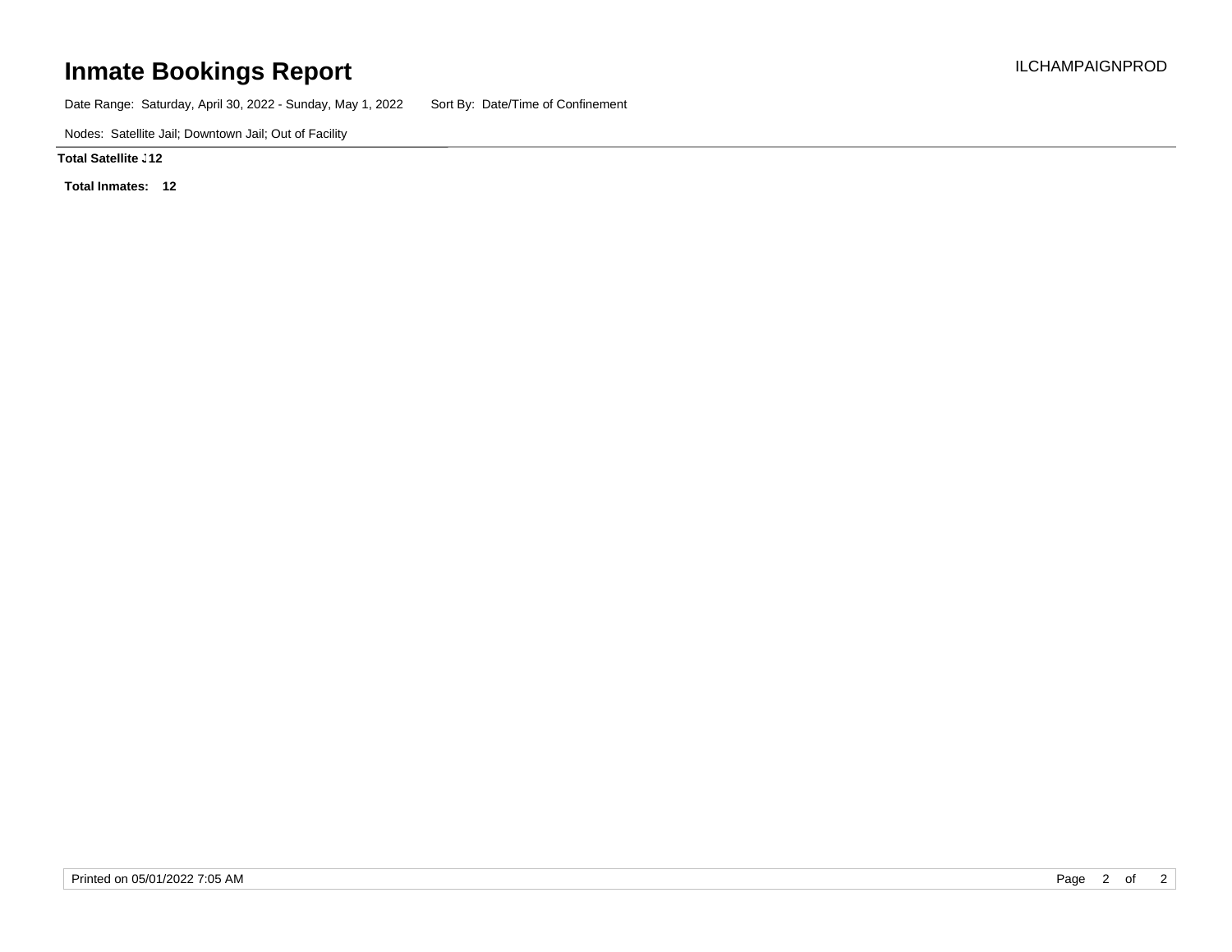# Inmate Bookings Report

ILCHAMPAIGNPROD

Date Range: Saturday, April 30, 2022 - Sunday, May 1, 2022   Sort By: Date/Time of Confinement

Nodes: Satellite Jail; Downtown Jail; Out of Facility

**Total Satellite J 12**

**Total Inmates: 12**

Printed on 05/01/2022 7:05 AM